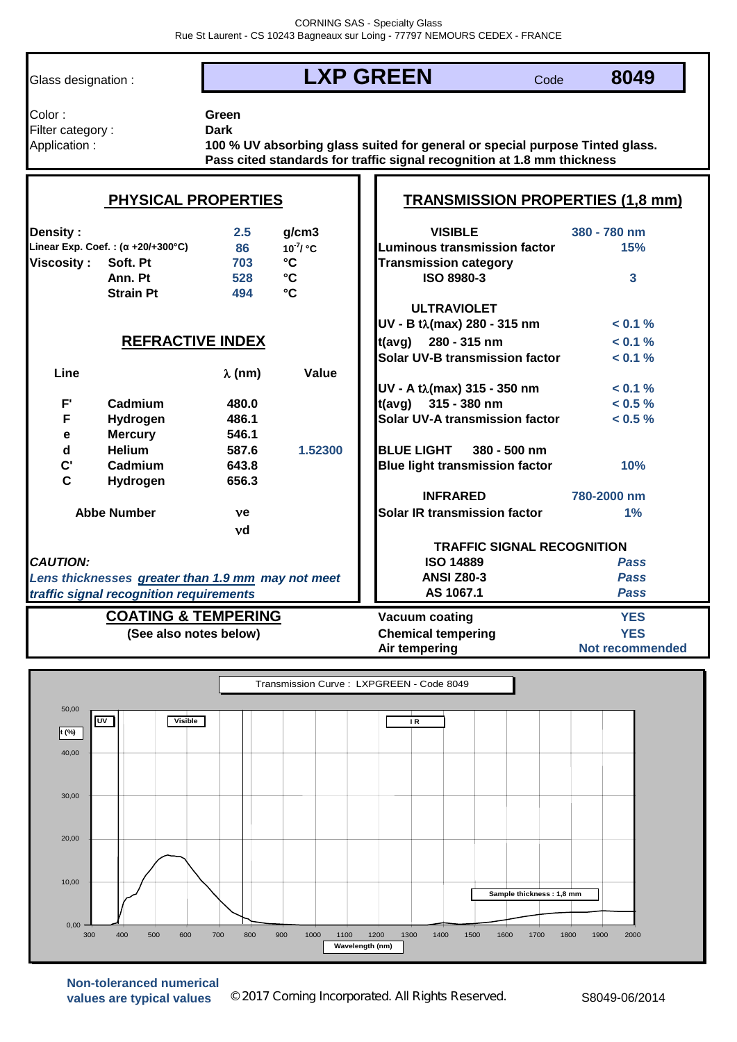CORNING SAS - Specialty Glass
Rue St Laurent - CS 10243 Bagneaux sur Loing - 77797 NEMOURS CEDEX - FRANCE

| Glass designation : | **LXP GREEN** | Code | **8049** |
|---|---|---|---|

| | |
|---|---|
| Color : | **Green** |
| Filter category : | **Dark** |
| Application : | **100 % UV absorbing glass suited for general or special purpose Tinted glass. Pass cited standards for traffic signal recognition at 1.8 mm thickness** |

## PHYSICAL PROPERTIES

| | | | |
|---|---|---|---|
| **Density :** | | **2.5** | **g/cm3** |
| **Linear Exp. Coef. : (α +20/+300°C)** | | **86** | $10^{-7}$/ °C |
| **Viscosity :** | **Soft. Pt** | **703** | **°C** |
| | **Ann. Pt** | **528** | **°C** |
| | **Strain Pt** | **494** | **°C** |

## REFRACTIVE INDEX

| Line | | λ (nm) | Value |
|---|---|---|---|
| F' | Cadmium | 480.0 | |
| F | Hydrogen | 486.1 | |
| e | Mercury | 546.1 | |
| d | Helium | 587.6 | 1.52300 |
| C' | Cadmium | 643.8 | |
| C | Hydrogen | 656.3 | |

| Abbe Number | |
|---|---|
| | νe |
| | νd |

***CAUTION:***
***Lens thicknesses greater than 1.9 mm may not meet traffic signal recognition requirements***

## TRANSMISSION PROPERTIES (1,8 mm)

| | |
|---|---|
| **VISIBLE** | **380 - 780 nm** |
| **Luminous transmission factor** | **15%** |
| **Transmission category** | |
| **ISO 8980-3** | **3** |
| **ULTRAVIOLET** | |
| **UV - B tλ(max) 280 - 315 nm** | **< 0.1 %** |
| **t(avg) 280 - 315 nm** | **< 0.1 %** |
| **Solar UV-B transmission factor** | **< 0.1 %** |
| **UV - A tλ(max) 315 - 350 nm** | **< 0.1 %** |
| **t(avg) 315 - 380 nm** | **< 0.5 %** |
| **Solar UV-A transmission factor** | **< 0.5 %** |
| **BLUE LIGHT 380 - 500 nm** | |
| **Blue light transmission factor** | **10%** |
| **INFRARED** | **780-2000 nm** |
| **Solar IR transmission factor** | **1%** |
| **TRAFFIC SIGNAL RECOGNITION** | |
| **ISO 14889** | ***Pass*** |
| **ANSI Z80-3** | ***Pass*** |
| **AS 1067.1** | ***Pass*** |

## COATING & TEMPERING

**(See also notes below)**

| | |
|---|---|
| **Vacuum coating** | **YES** |
| **Chemical tempering** | **YES** |
| **Air tempering** | **Not recommended** |

Transmission Curve : LXPGREEN - Code 8049

Sample thickness : 1,8 mm

**Non-toleranced numerical values are typical values**

© 2017 Corning Incorporated. All Rights Reserved.

S8049-06/2014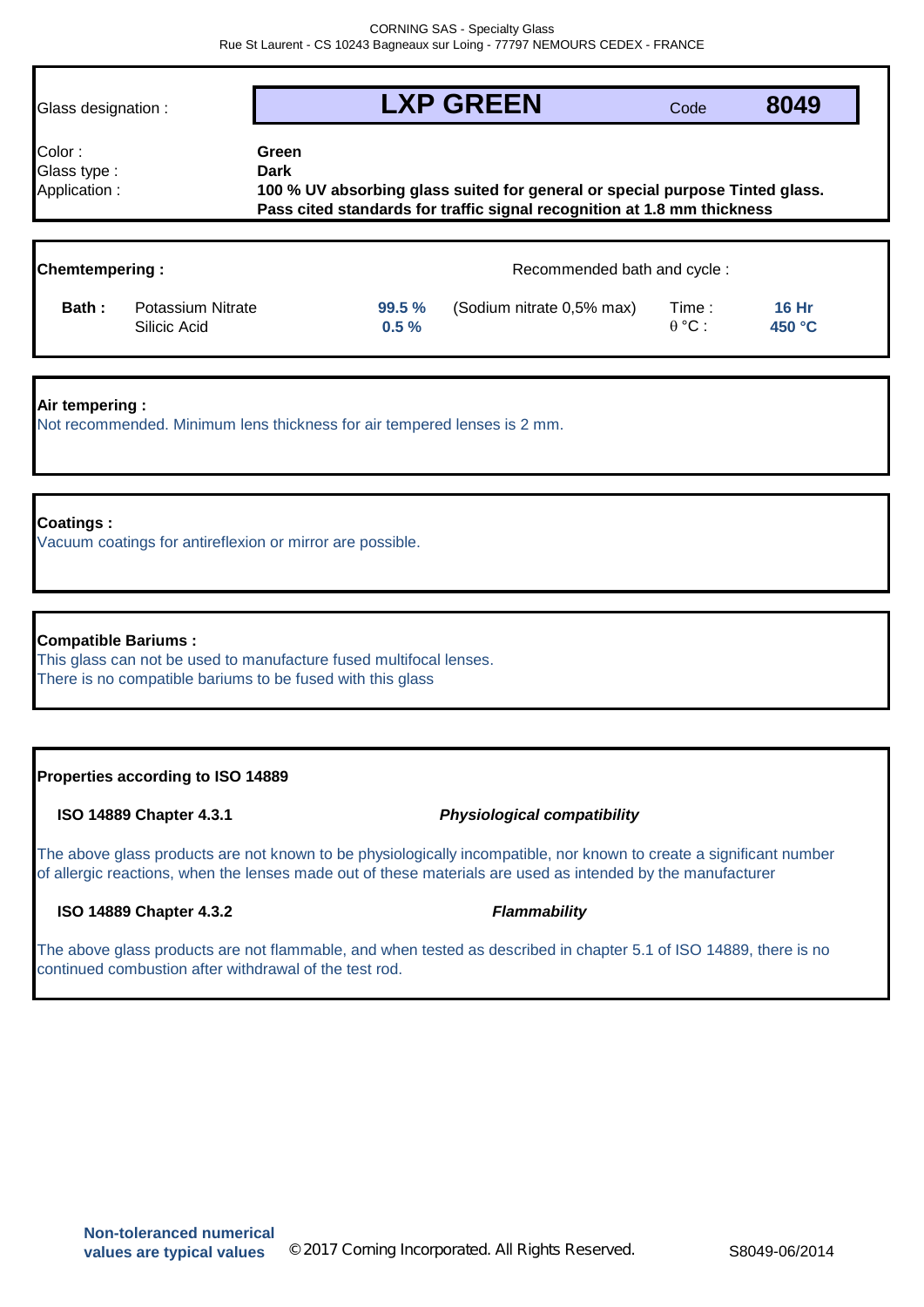CORNING SAS - Specialty Glass
Rue St Laurent - CS 10243 Bagneaux sur Loing - 77797 NEMOURS CEDEX - FRANCE

| | | | |
|---|---|---|---|
| Glass designation : | **LXP GREEN** | Code | **8049** |

Color : **Green**
Glass type : **Dark**
Application : **100 % UV absorbing glass suited for general or special purpose Tinted glass. Pass cited standards for traffic signal recognition at 1.8 mm thickness**

## Chemtempering :

Recommended bath and cycle :

| | | | | | |
|---|---|---|---|---|---|
| **Bath :** | Potassium Nitrate | **99.5 %** | (Sodium nitrate 0,5% max) | Time : | **16 Hr** |
| | Silicic Acid | **0.5 %** | | θ °C : | **450 °C** |

## Air tempering :

Not recommended. Minimum lens thickness for air tempered lenses is 2 mm.

## Coatings :

Vacuum coatings for antireflexion or mirror are possible.

## Compatible Bariums :

This glass can not be used to manufacture fused multifocal lenses.
There is no compatible bariums to be fused with this glass

## Properties according to ISO 14889

**ISO 14889 Chapter 4.3.1** — ***Physiological compatibility***

The above glass products are not known to be physiologically incompatible, nor known to create a significant number of allergic reactions, when the lenses made out of these materials are used as intended by the manufacturer

**ISO 14889 Chapter 4.3.2** — ***Flammability***

The above glass products are not flammable, and when tested as described in chapter 5.1 of ISO 14889, there is no continued combustion after withdrawal of the test rod.

**Non-toleranced numerical values are typical values**

© 2017 Corning Incorporated. All Rights Reserved.

S8049-06/2014